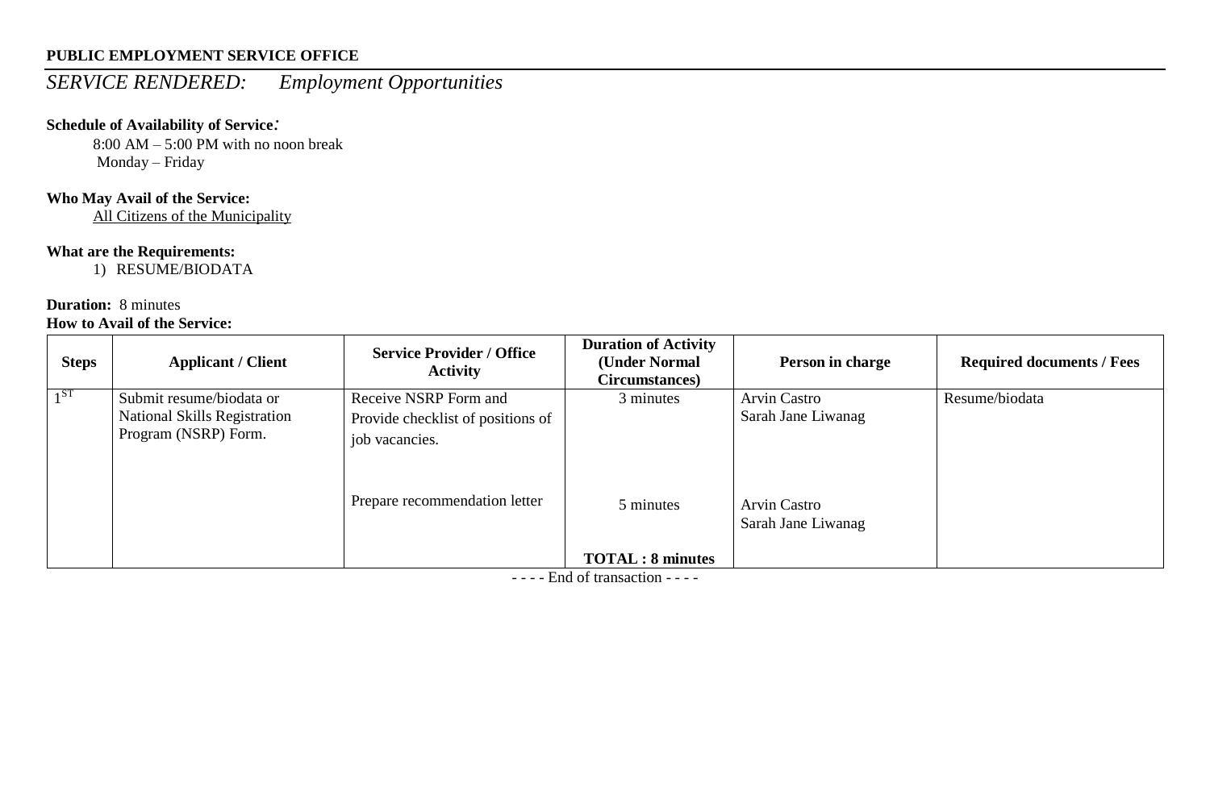**PUBLIC EMPLOYMENT SERVICE OFFICE**

*SERVICE RENDERED: Employment Opportunities*

**Schedule of Availability of Service:**

8:00 AM – 5:00 PM with no noon break
Monday – Friday

**Who May Avail of the Service:**

All Citizens of the Municipality

**What are the Requirements:**

1) RESUME/BIODATA

**Duration:** 8 minutes

**How to Avail of the Service:**

| Steps | Applicant / Client | Service Provider / Office Activity | Duration of Activity (Under Normal Circumstances) | Person in charge | Required documents / Fees |
|---|---|---|---|---|---|
| 1ST | Submit resume/biodata or National Skills Registration Program (NSRP) Form. | Receive NSRP Form and Provide checklist of positions of job vacancies. | 3 minutes | Arvin Castro<br>Sarah Jane Liwanag | Resume/biodata |
| | | Prepare recommendation letter | 5 minutes | Arvin Castro<br>Sarah Jane Liwanag | |
| | | | **TOTAL : 8 minutes** | | |

- - - - End of transaction - - - -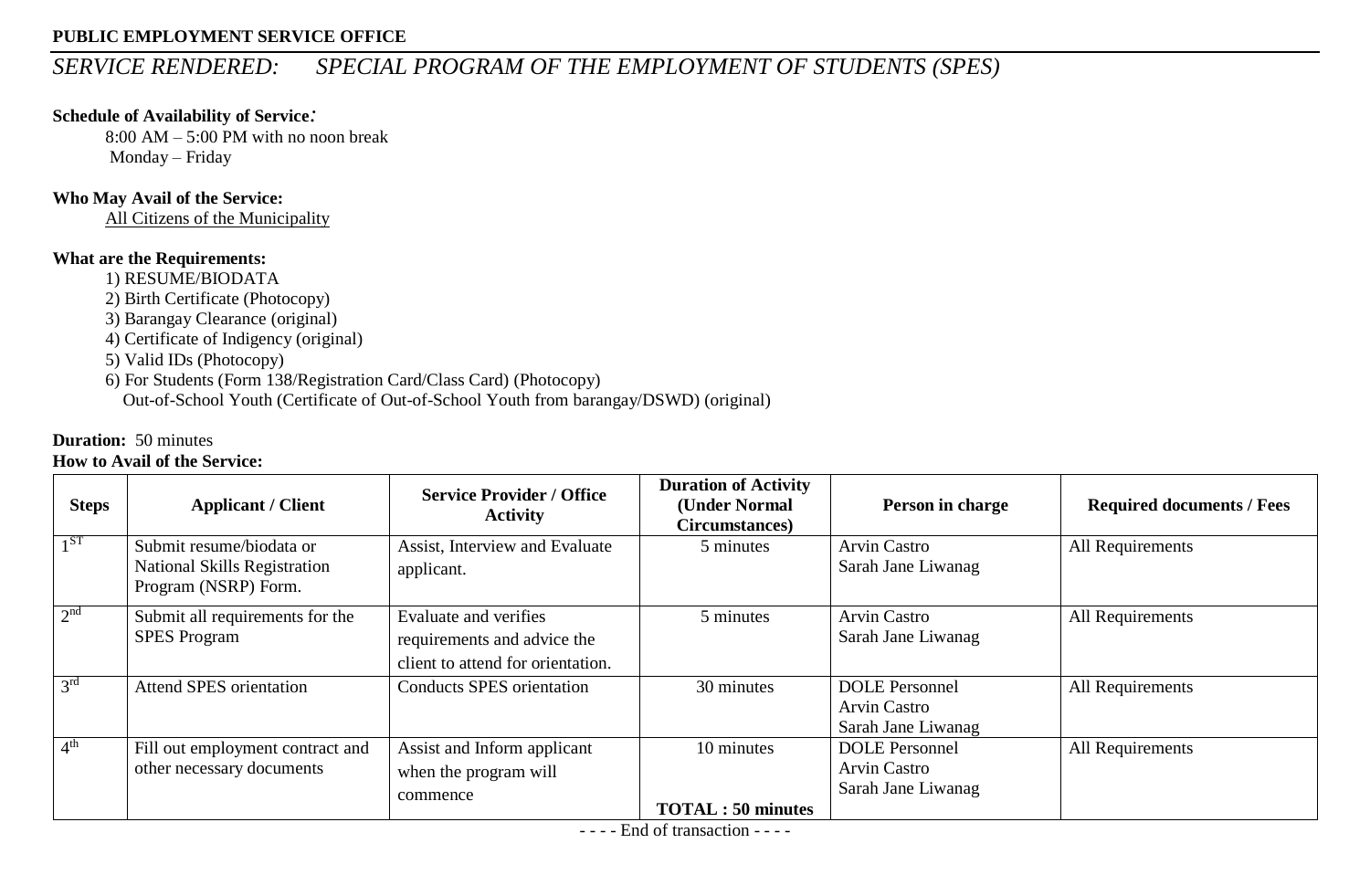**PUBLIC EMPLOYMENT SERVICE OFFICE**

## *SERVICE RENDERED: SPECIAL PROGRAM OF THE EMPLOYMENT OF STUDENTS (SPES)*

**Schedule of Availability of Service:**

8:00 AM – 5:00 PM with no noon break
Monday – Friday

**Who May Avail of the Service:**

All Citizens of the Municipality

**What are the Requirements:**

1) RESUME/BIODATA
2) Birth Certificate (Photocopy)
3) Barangay Clearance (original)
4) Certificate of Indigency (original)
5) Valid IDs (Photocopy)
6) For Students (Form 138/Registration Card/Class Card) (Photocopy)
Out-of-School Youth (Certificate of Out-of-School Youth from barangay/DSWD) (original)

**Duration:** 50 minutes

**How to Avail of the Service:**

| Steps | Applicant / Client | Service Provider / Office Activity | Duration of Activity (Under Normal Circumstances) | Person in charge | Required documents / Fees |
|---|---|---|---|---|---|
| 1ST | Submit resume/biodata or National Skills Registration Program (NSRP) Form. | Assist, Interview and Evaluate applicant. | 5 minutes | Arvin Castro<br>Sarah Jane Liwanag | All Requirements |
| 2nd | Submit all requirements for the SPES Program | Evaluate and verifies requirements and advice the client to attend for orientation. | 5 minutes | Arvin Castro<br>Sarah Jane Liwanag | All Requirements |
| 3rd | Attend SPES orientation | Conducts SPES orientation | 30 minutes | DOLE Personnel<br>Arvin Castro<br>Sarah Jane Liwanag | All Requirements |
| 4th | Fill out employment contract and other necessary documents | Assist and Inform applicant when the program will commence | 10 minutes<br><br>**TOTAL : 50 minutes** | DOLE Personnel<br>Arvin Castro<br>Sarah Jane Liwanag | All Requirements |

- - - - End of transaction - - - -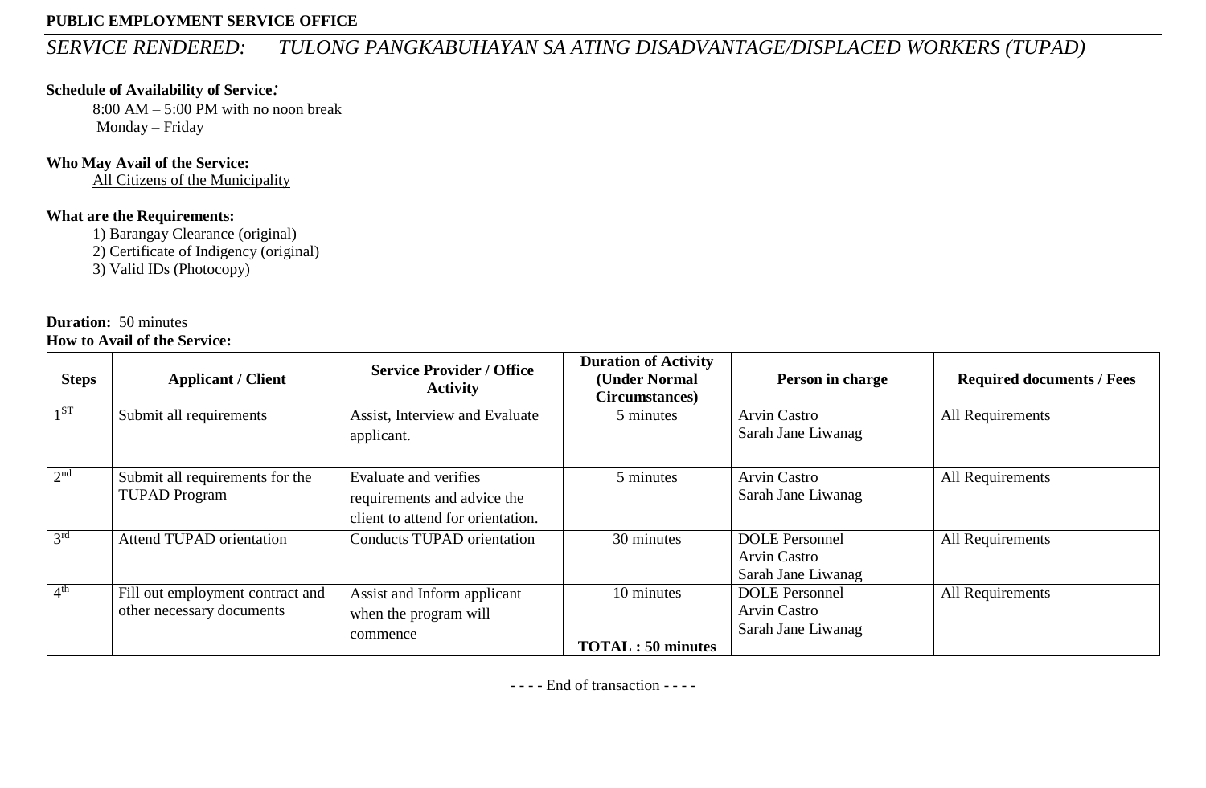**PUBLIC EMPLOYMENT SERVICE OFFICE**

*SERVICE RENDERED: TULONG PANGKABUHAYAN SA ATING DISADVANTAGE/DISPLACED WORKERS (TUPAD)*

**Schedule of Availability of Service:**

8:00 AM – 5:00 PM with no noon break
Monday – Friday

**Who May Avail of the Service:**

All Citizens of the Municipality

**What are the Requirements:**

1) Barangay Clearance (original)
2) Certificate of Indigency (original)
3) Valid IDs (Photocopy)

**Duration:** 50 minutes

**How to Avail of the Service:**

| Steps | Applicant / Client | Service Provider / Office Activity | Duration of Activity (Under Normal Circumstances) | Person in charge | Required documents / Fees |
|---|---|---|---|---|---|
| 1ST | Submit all requirements | Assist, Interview and Evaluate applicant. | 5 minutes | Arvin Castro<br>Sarah Jane Liwanag | All Requirements |
| 2nd | Submit all requirements for the TUPAD Program | Evaluate and verifies requirements and advice the client to attend for orientation. | 5 minutes | Arvin Castro<br>Sarah Jane Liwanag | All Requirements |
| 3rd | Attend TUPAD orientation | Conducts TUPAD orientation | 30 minutes | DOLE Personnel<br>Arvin Castro<br>Sarah Jane Liwanag | All Requirements |
| 4th | Fill out employment contract and other necessary documents | Assist and Inform applicant when the program will commence | 10 minutes<br><br>**TOTAL : 50 minutes** | DOLE Personnel<br>Arvin Castro<br>Sarah Jane Liwanag | All Requirements |

- - - - End of transaction - - - -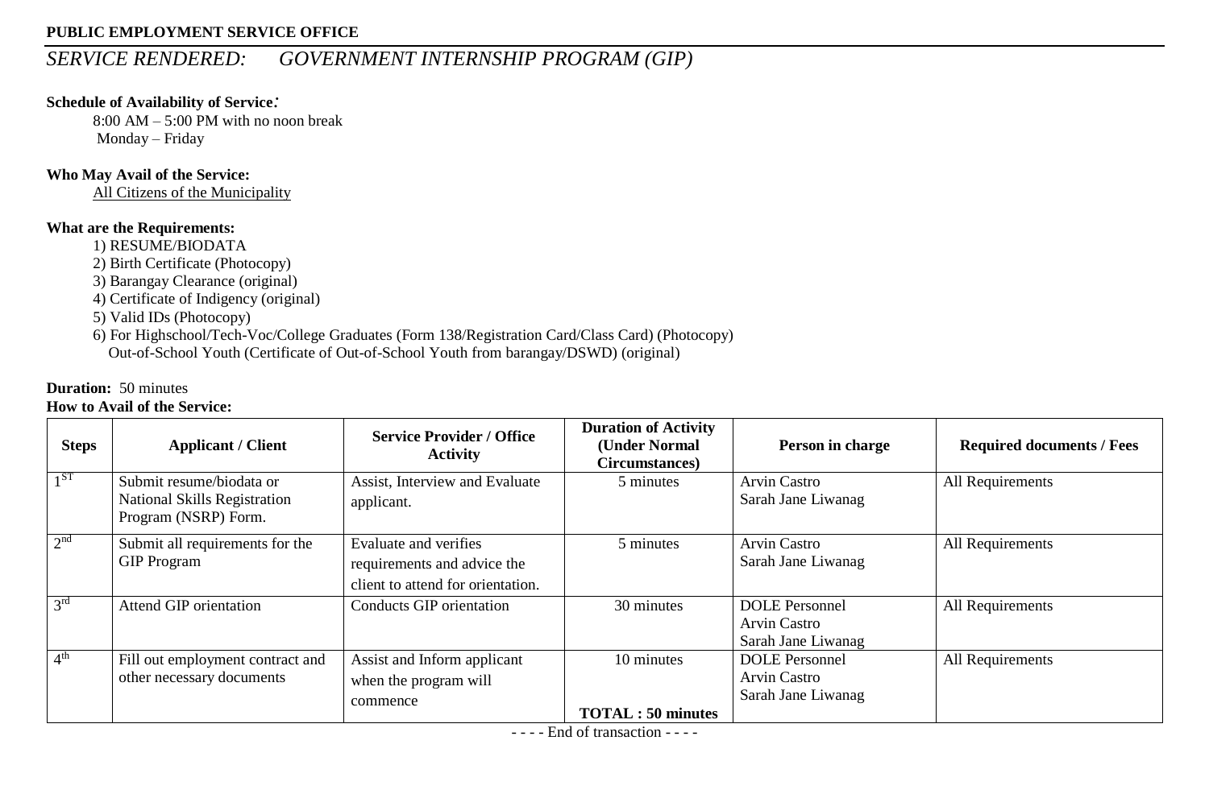**PUBLIC EMPLOYMENT SERVICE OFFICE**

## *SERVICE RENDERED: GOVERNMENT INTERNSHIP PROGRAM (GIP)*

**Schedule of Availability of Service:**

8:00 AM – 5:00 PM with no noon break
Monday – Friday

**Who May Avail of the Service:**

All Citizens of the Municipality

**What are the Requirements:**

1) RESUME/BIODATA
2) Birth Certificate (Photocopy)
3) Barangay Clearance (original)
4) Certificate of Indigency (original)
5) Valid IDs (Photocopy)
6) For Highschool/Tech-Voc/College Graduates (Form 138/Registration Card/Class Card) (Photocopy)
Out-of-School Youth (Certificate of Out-of-School Youth from barangay/DSWD) (original)

**Duration:** 50 minutes

**How to Avail of the Service:**

| Steps | Applicant / Client | Service Provider / Office Activity | Duration of Activity (Under Normal Circumstances) | Person in charge | Required documents / Fees |
|---|---|---|---|---|---|
| 1ST | Submit resume/biodata or National Skills Registration Program (NSRP) Form. | Assist, Interview and Evaluate applicant. | 5 minutes | Arvin Castro<br>Sarah Jane Liwanag | All Requirements |
| 2nd | Submit all requirements for the GIP Program | Evaluate and verifies requirements and advice the client to attend for orientation. | 5 minutes | Arvin Castro<br>Sarah Jane Liwanag | All Requirements |
| 3rd | Attend GIP orientation | Conducts GIP orientation | 30 minutes | DOLE Personnel<br>Arvin Castro<br>Sarah Jane Liwanag | All Requirements |
| 4th | Fill out employment contract and other necessary documents | Assist and Inform applicant when the program will commence | 10 minutes<br><br>**TOTAL : 50 minutes** | DOLE Personnel<br>Arvin Castro<br>Sarah Jane Liwanag | All Requirements |

- - - - End of transaction - - - -